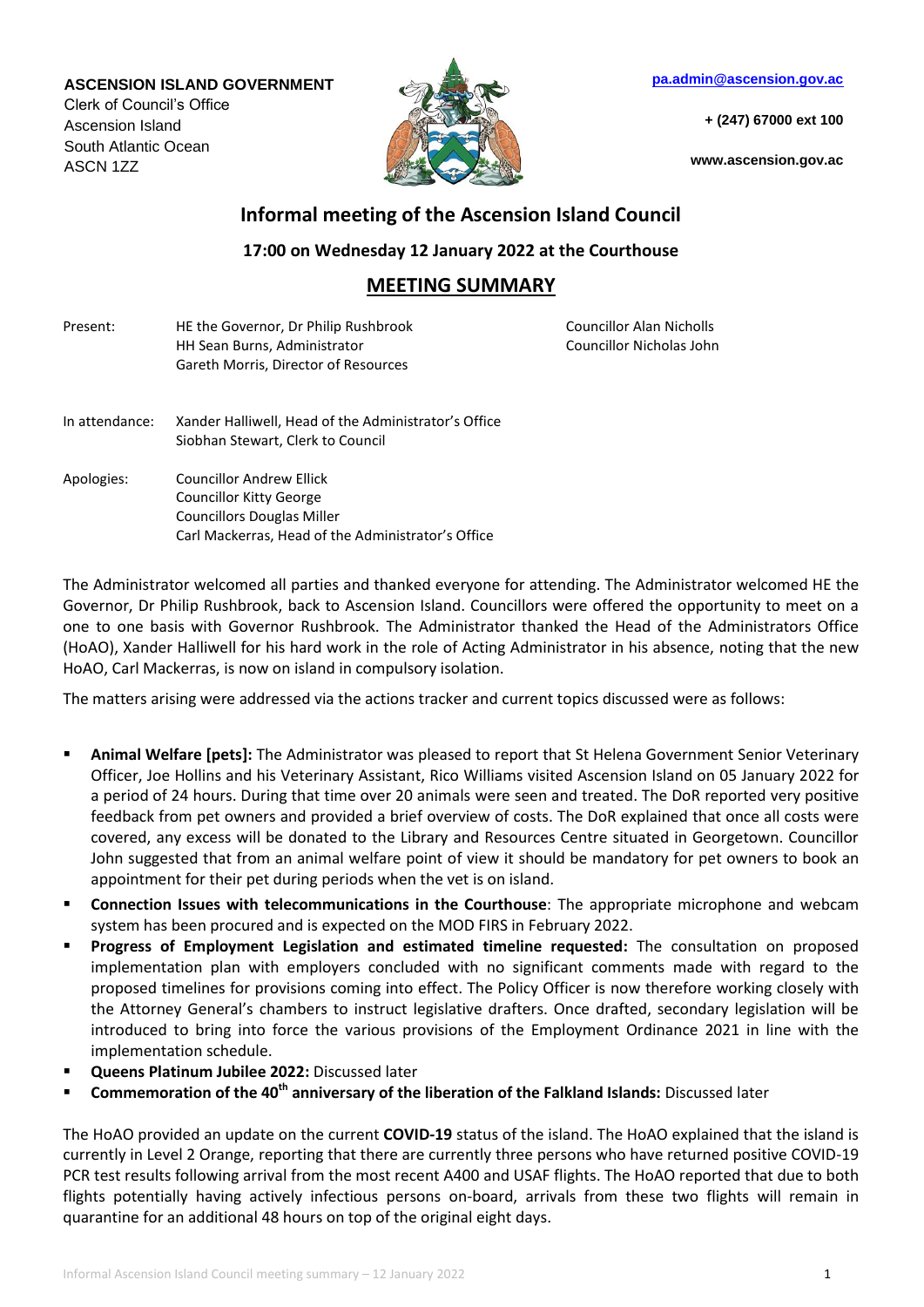**ASCENSION ISLAND GOVERNMENT**
Clerk of Council's Office
Ascension Island
South Atlantic Ocean
ASCN 1ZZ

**pa.admin@ascension.gov.ac**

**+ (247) 67000 ext 100**

**www.ascension.gov.ac**

# Informal meeting of the Ascension Island Council

**17:00 on Wednesday 12 January 2022 at the Courthouse**

## MEETING SUMMARY

Present: HE the Governor, Dr Philip Rushbrook
HH Sean Burns, Administrator
Gareth Morris, Director of Resources
Councillor Alan Nicholls
Councillor Nicholas John

In attendance: Xander Halliwell, Head of the Administrator's Office
Siobhan Stewart, Clerk to Council

Apologies: Councillor Andrew Ellick
Councillor Kitty George
Councillors Douglas Miller
Carl Mackerras, Head of the Administrator's Office

The Administrator welcomed all parties and thanked everyone for attending. The Administrator welcomed HE the Governor, Dr Philip Rushbrook, back to Ascension Island. Councillors were offered the opportunity to meet on a one to one basis with Governor Rushbrook. The Administrator thanked the Head of the Administrators Office (HoAO), Xander Halliwell for his hard work in the role of Acting Administrator in his absence, noting that the new HoAO, Carl Mackerras, is now on island in compulsory isolation.

The matters arising were addressed via the actions tracker and current topics discussed were as follows:

- **Animal Welfare [pets]:** The Administrator was pleased to report that St Helena Government Senior Veterinary Officer, Joe Hollins and his Veterinary Assistant, Rico Williams visited Ascension Island on 05 January 2022 for a period of 24 hours. During that time over 20 animals were seen and treated. The DoR reported very positive feedback from pet owners and provided a brief overview of costs. The DoR explained that once all costs were covered, any excess will be donated to the Library and Resources Centre situated in Georgetown. Councillor John suggested that from an animal welfare point of view it should be mandatory for pet owners to book an appointment for their pet during periods when the vet is on island.
- **Connection Issues with telecommunications in the Courthouse**: The appropriate microphone and webcam system has been procured and is expected on the MOD FIRS in February 2022.
- **Progress of Employment Legislation and estimated timeline requested:** The consultation on proposed implementation plan with employers concluded with no significant comments made with regard to the proposed timelines for provisions coming into effect. The Policy Officer is now therefore working closely with the Attorney General's chambers to instruct legislative drafters. Once drafted, secondary legislation will be introduced to bring into force the various provisions of the Employment Ordinance 2021 in line with the implementation schedule.
- **Queens Platinum Jubilee 2022:** Discussed later
- **Commemoration of the 40th anniversary of the liberation of the Falkland Islands:** Discussed later

The HoAO provided an update on the current **COVID-19** status of the island. The HoAO explained that the island is currently in Level 2 Orange, reporting that there are currently three persons who have returned positive COVID-19 PCR test results following arrival from the most recent A400 and USAF flights. The HoAO reported that due to both flights potentially having actively infectious persons on-board, arrivals from these two flights will remain in quarantine for an additional 48 hours on top of the original eight days.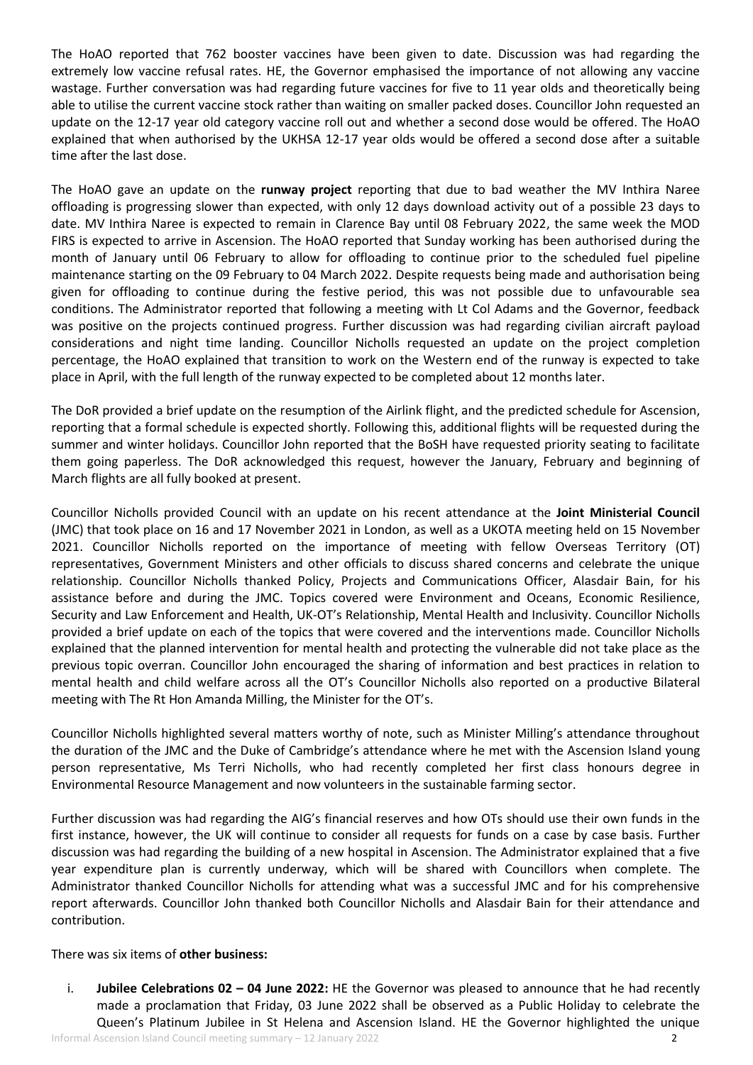The HoAO reported that 762 booster vaccines have been given to date. Discussion was had regarding the extremely low vaccine refusal rates. HE, the Governor emphasised the importance of not allowing any vaccine wastage. Further conversation was had regarding future vaccines for five to 11 year olds and theoretically being able to utilise the current vaccine stock rather than waiting on smaller packed doses. Councillor John requested an update on the 12-17 year old category vaccine roll out and whether a second dose would be offered. The HoAO explained that when authorised by the UKHSA 12-17 year olds would be offered a second dose after a suitable time after the last dose.

The HoAO gave an update on the **runway project** reporting that due to bad weather the MV Inthira Naree offloading is progressing slower than expected, with only 12 days download activity out of a possible 23 days to date. MV Inthira Naree is expected to remain in Clarence Bay until 08 February 2022, the same week the MOD FIRS is expected to arrive in Ascension. The HoAO reported that Sunday working has been authorised during the month of January until 06 February to allow for offloading to continue prior to the scheduled fuel pipeline maintenance starting on the 09 February to 04 March 2022. Despite requests being made and authorisation being given for offloading to continue during the festive period, this was not possible due to unfavourable sea conditions. The Administrator reported that following a meeting with Lt Col Adams and the Governor, feedback was positive on the projects continued progress. Further discussion was had regarding civilian aircraft payload considerations and night time landing. Councillor Nicholls requested an update on the project completion percentage, the HoAO explained that transition to work on the Western end of the runway is expected to take place in April, with the full length of the runway expected to be completed about 12 months later.

The DoR provided a brief update on the resumption of the Airlink flight, and the predicted schedule for Ascension, reporting that a formal schedule is expected shortly. Following this, additional flights will be requested during the summer and winter holidays. Councillor John reported that the BoSH have requested priority seating to facilitate them going paperless. The DoR acknowledged this request, however the January, February and beginning of March flights are all fully booked at present.

Councillor Nicholls provided Council with an update on his recent attendance at the **Joint Ministerial Council** (JMC) that took place on 16 and 17 November 2021 in London, as well as a UKOTA meeting held on 15 November 2021. Councillor Nicholls reported on the importance of meeting with fellow Overseas Territory (OT) representatives, Government Ministers and other officials to discuss shared concerns and celebrate the unique relationship. Councillor Nicholls thanked Policy, Projects and Communications Officer, Alasdair Bain, for his assistance before and during the JMC. Topics covered were Environment and Oceans, Economic Resilience, Security and Law Enforcement and Health, UK-OT's Relationship, Mental Health and Inclusivity. Councillor Nicholls provided a brief update on each of the topics that were covered and the interventions made. Councillor Nicholls explained that the planned intervention for mental health and protecting the vulnerable did not take place as the previous topic overran. Councillor John encouraged the sharing of information and best practices in relation to mental health and child welfare across all the OT's Councillor Nicholls also reported on a productive Bilateral meeting with The Rt Hon Amanda Milling, the Minister for the OT's.

Councillor Nicholls highlighted several matters worthy of note, such as Minister Milling's attendance throughout the duration of the JMC and the Duke of Cambridge's attendance where he met with the Ascension Island young person representative, Ms Terri Nicholls, who had recently completed her first class honours degree in Environmental Resource Management and now volunteers in the sustainable farming sector.

Further discussion was had regarding the AIG's financial reserves and how OTs should use their own funds in the first instance, however, the UK will continue to consider all requests for funds on a case by case basis. Further discussion was had regarding the building of a new hospital in Ascension. The Administrator explained that a five year expenditure plan is currently underway, which will be shared with Councillors when complete. The Administrator thanked Councillor Nicholls for attending what was a successful JMC and for his comprehensive report afterwards. Councillor John thanked both Councillor Nicholls and Alasdair Bain for their attendance and contribution.

There was six items of **other business:**

i. **Jubilee Celebrations 02 – 04 June 2022:** HE the Governor was pleased to announce that he had recently made a proclamation that Friday, 03 June 2022 shall be observed as a Public Holiday to celebrate the Queen's Platinum Jubilee in St Helena and Ascension Island. HE the Governor highlighted the unique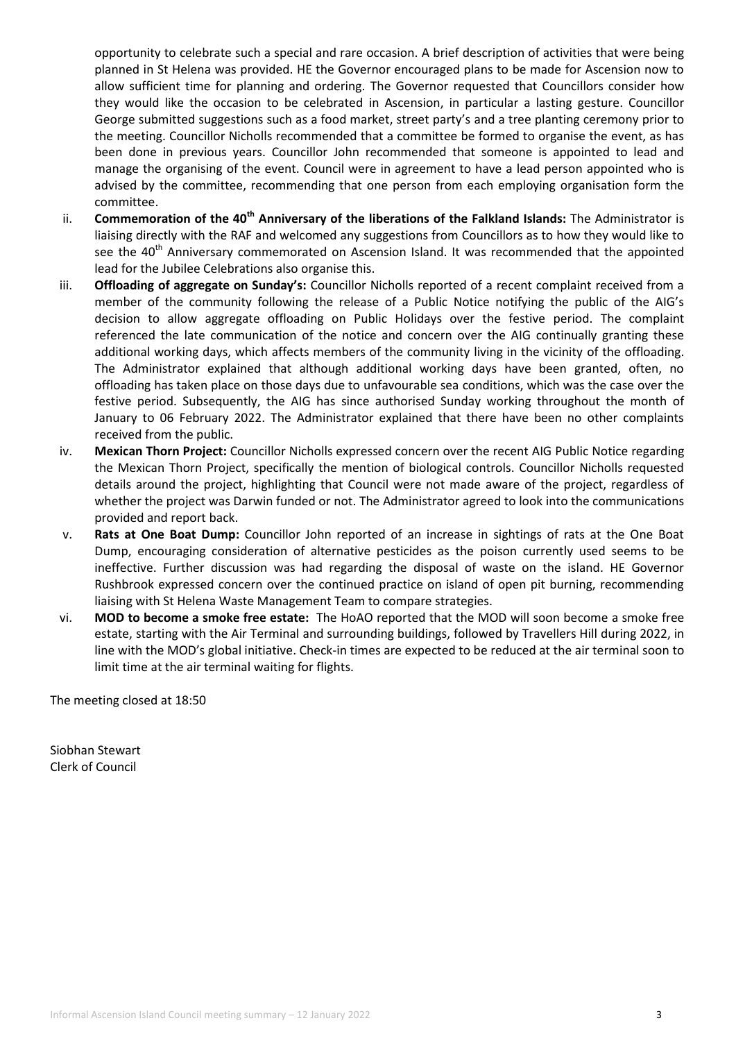opportunity to celebrate such a special and rare occasion. A brief description of activities that were being planned in St Helena was provided. HE the Governor encouraged plans to be made for Ascension now to allow sufficient time for planning and ordering. The Governor requested that Councillors consider how they would like the occasion to be celebrated in Ascension, in particular a lasting gesture. Councillor George submitted suggestions such as a food market, street party's and a tree planting ceremony prior to the meeting. Councillor Nicholls recommended that a committee be formed to organise the event, as has been done in previous years. Councillor John recommended that someone is appointed to lead and manage the organising of the event. Council were in agreement to have a lead person appointed who is advised by the committee, recommending that one person from each employing organisation form the committee.

ii. **Commemoration of the 40th Anniversary of the liberations of the Falkland Islands:** The Administrator is liaising directly with the RAF and welcomed any suggestions from Councillors as to how they would like to see the 40th Anniversary commemorated on Ascension Island. It was recommended that the appointed lead for the Jubilee Celebrations also organise this.

iii. **Offloading of aggregate on Sunday's:** Councillor Nicholls reported of a recent complaint received from a member of the community following the release of a Public Notice notifying the public of the AIG's decision to allow aggregate offloading on Public Holidays over the festive period. The complaint referenced the late communication of the notice and concern over the AIG continually granting these additional working days, which affects members of the community living in the vicinity of the offloading. The Administrator explained that although additional working days have been granted, often, no offloading has taken place on those days due to unfavourable sea conditions, which was the case over the festive period. Subsequently, the AIG has since authorised Sunday working throughout the month of January to 06 February 2022. The Administrator explained that there have been no other complaints received from the public.

iv. **Mexican Thorn Project:** Councillor Nicholls expressed concern over the recent AIG Public Notice regarding the Mexican Thorn Project, specifically the mention of biological controls. Councillor Nicholls requested details around the project, highlighting that Council were not made aware of the project, regardless of whether the project was Darwin funded or not. The Administrator agreed to look into the communications provided and report back.

v. **Rats at One Boat Dump:** Councillor John reported of an increase in sightings of rats at the One Boat Dump, encouraging consideration of alternative pesticides as the poison currently used seems to be ineffective. Further discussion was had regarding the disposal of waste on the island. HE Governor Rushbrook expressed concern over the continued practice on island of open pit burning, recommending liaising with St Helena Waste Management Team to compare strategies.

vi. **MOD to become a smoke free estate:** The HoAO reported that the MOD will soon become a smoke free estate, starting with the Air Terminal and surrounding buildings, followed by Travellers Hill during 2022, in line with the MOD's global initiative. Check-in times are expected to be reduced at the air terminal soon to limit time at the air terminal waiting for flights.

The meeting closed at 18:50

Siobhan Stewart
Clerk of Council